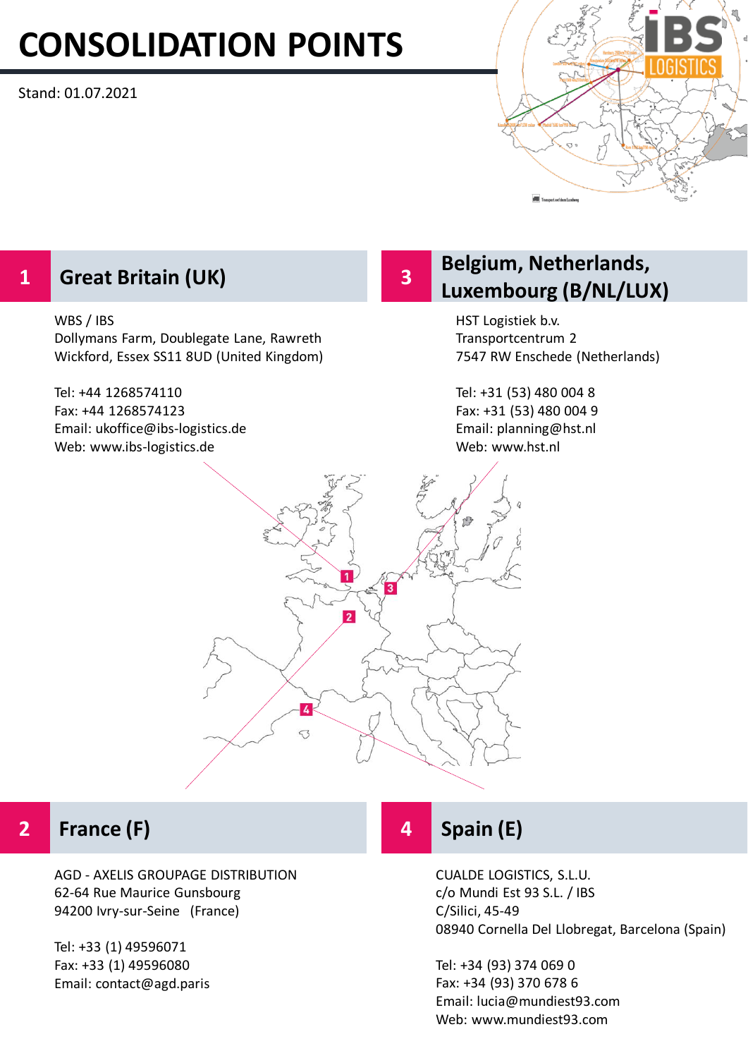# CONSOLIDATION POINTS

Stand: 01.07.2021

## 1 Great Britain (UK)

WBS / IBS
Dollymans Farm, Doublegate Lane, Rawreth
Wickford, Essex SS11 8UD (United Kingdom)

Tel: +44 1268574110
Fax: +44 1268574123
Email: ukoffice@ibs-logistics.de
Web: www.ibs-logistics.de

## 3 Belgium, Netherlands, Luxembourg (B/NL/LUX)

HST Logistiek b.v.
Transportcentrum 2
7547 RW Enschede (Netherlands)

Tel: +31 (53) 480 004 8
Fax: +31 (53) 480 004 9
Email: planning@hst.nl
Web: www.hst.nl

## 2 France (F)

AGD - AXELIS GROUPAGE DISTRIBUTION
62-64 Rue Maurice Gunsbourg
94200 Ivry-sur-Seine (France)

Tel: +33 (1) 49596071
Fax: +33 (1) 49596080
Email: contact@agd.paris

## 4 Spain (E)

CUALDE LOGISTICS, S.L.U.
c/o Mundi Est 93 S.L. / IBS
C/Silici, 45-49
08940 Cornella Del Llobregat, Barcelona (Spain)

Tel: +34 (93) 374 069 0
Fax: +34 (93) 370 678 6
Email: lucia@mundiest93.com
Web: www.mundiest93.com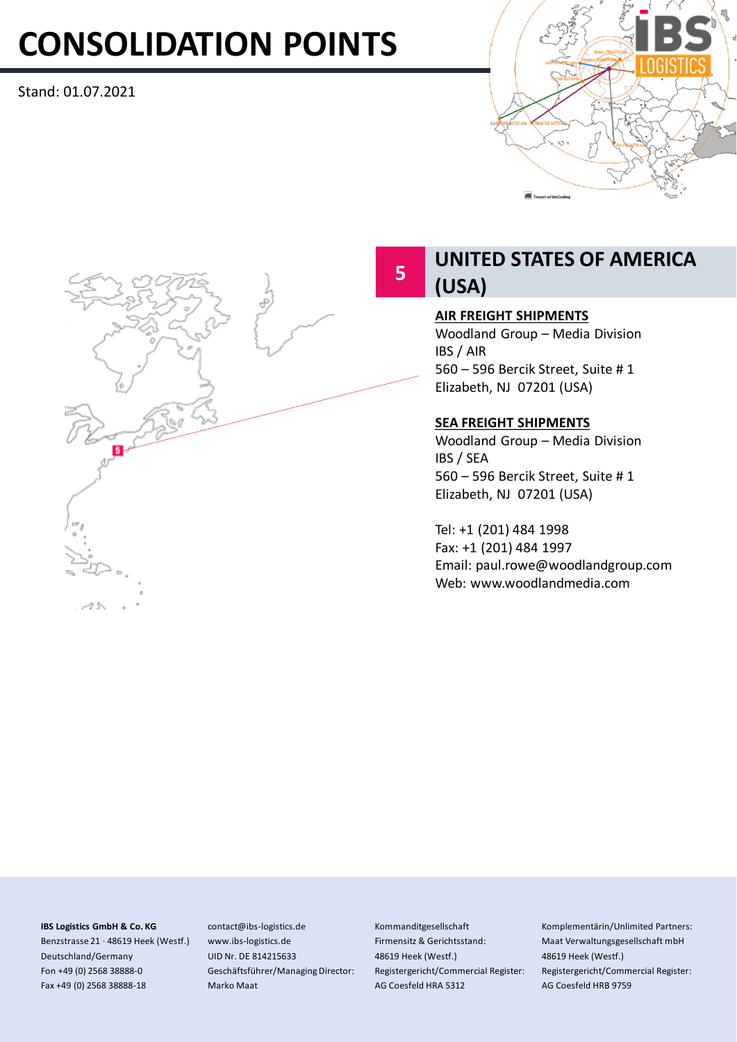# CONSOLIDATION POINTS

Stand: 01.07.2021

## 5 UNITED STATES OF AMERICA (USA)

**AIR FREIGHT SHIPMENTS**

Woodland Group – Media Division
IBS / AIR
560 – 596 Bercik Street, Suite # 1
Elizabeth, NJ 07201 (USA)

**SEA FREIGHT SHIPMENTS**

Woodland Group – Media Division
IBS / SEA
560 – 596 Bercik Street, Suite # 1
Elizabeth, NJ 07201 (USA)

Tel: +1 (201) 484 1998
Fax: +1 (201) 484 1997
Email: paul.rowe@woodlandgroup.com
Web: www.woodlandmedia.com

**IBS Logistics GmbH & Co. KG**
Benzstrasse 21 · 48619 Heek (Westf.)
Deutschland/Germany
Fon +49 (0) 2568 38888-0
Fax +49 (0) 2568 38888-18

contact@ibs-logistics.de
www.ibs-logistics.de
UID Nr. DE 814215633
Geschäftsführer/Managing Director:
Marko Maat

Kommanditgesellschaft
Firmensitz & Gerichtsstand:
48619 Heek (Westf.)
Registergericht/Commercial Register:
AG Coesfeld HRA 5312

Komplementärin/Unlimited Partners:
Maat Verwaltungsgesellschaft mbH
48619 Heek (Westf.)
Registergericht/Commercial Register:
AG Coesfeld HRB 9759